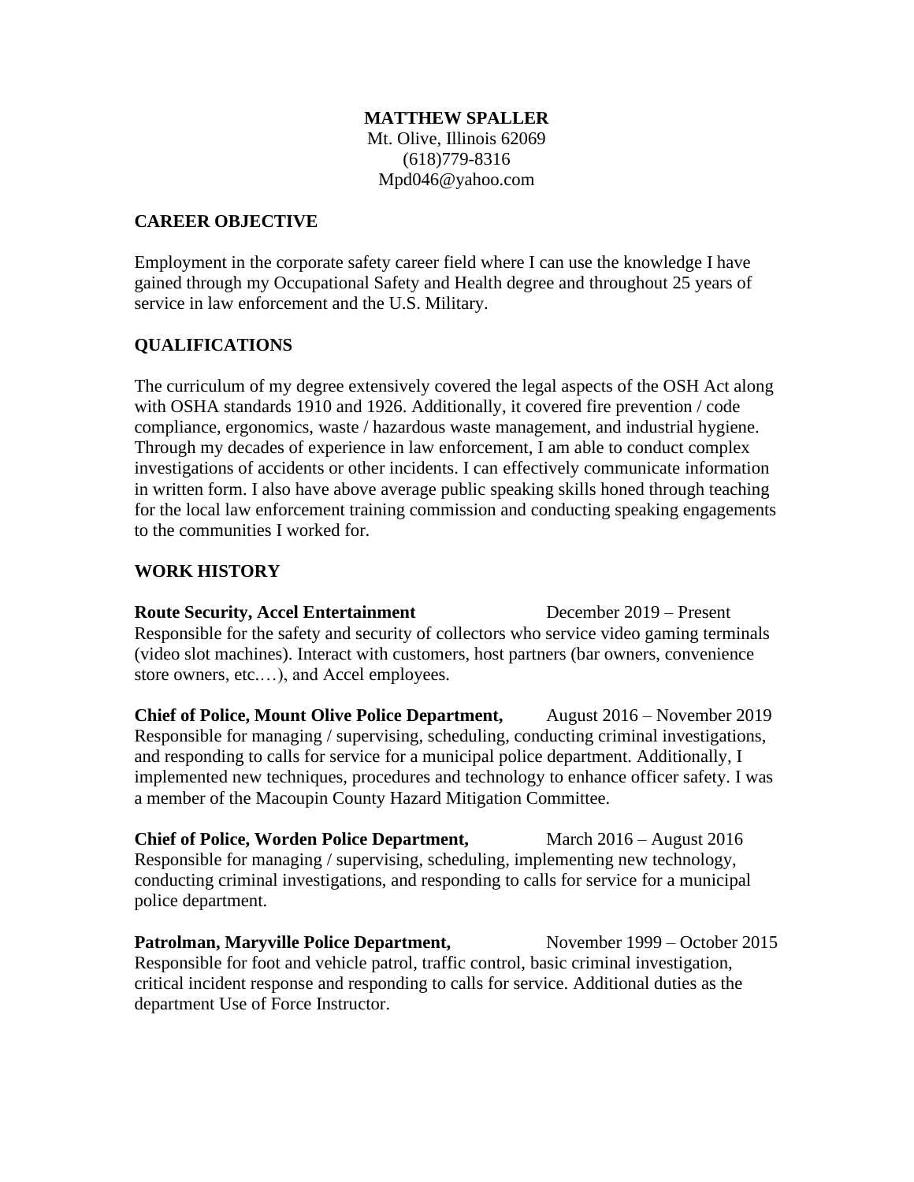# MATTHEW SPALLER

Mt. Olive, Illinois 62069
(618)779-8316
Mpd046@yahoo.com

## CAREER OBJECTIVE

Employment in the corporate safety career field where I can use the knowledge I have gained through my Occupational Safety and Health degree and throughout 25 years of service in law enforcement and the U.S. Military.

## QUALIFICATIONS

The curriculum of my degree extensively covered the legal aspects of the OSH Act along with OSHA standards 1910 and 1926. Additionally, it covered fire prevention / code compliance, ergonomics, waste / hazardous waste management, and industrial hygiene. Through my decades of experience in law enforcement, I am able to conduct complex investigations of accidents or other incidents. I can effectively communicate information in written form. I also have above average public speaking skills honed through teaching for the local law enforcement training commission and conducting speaking engagements to the communities I worked for.

## WORK HISTORY

**Route Security, Accel Entertainment** December 2019 – Present
Responsible for the safety and security of collectors who service video gaming terminals (video slot machines). Interact with customers, host partners (bar owners, convenience store owners, etc.…), and Accel employees.

**Chief of Police, Mount Olive Police Department,** August 2016 – November 2019
Responsible for managing / supervising, scheduling, conducting criminal investigations, and responding to calls for service for a municipal police department. Additionally, I implemented new techniques, procedures and technology to enhance officer safety. I was a member of the Macoupin County Hazard Mitigation Committee.

**Chief of Police, Worden Police Department,** March 2016 – August 2016
Responsible for managing / supervising, scheduling, implementing new technology, conducting criminal investigations, and responding to calls for service for a municipal police department.

**Patrolman, Maryville Police Department,** November 1999 – October 2015
Responsible for foot and vehicle patrol, traffic control, basic criminal investigation, critical incident response and responding to calls for service. Additional duties as the department Use of Force Instructor.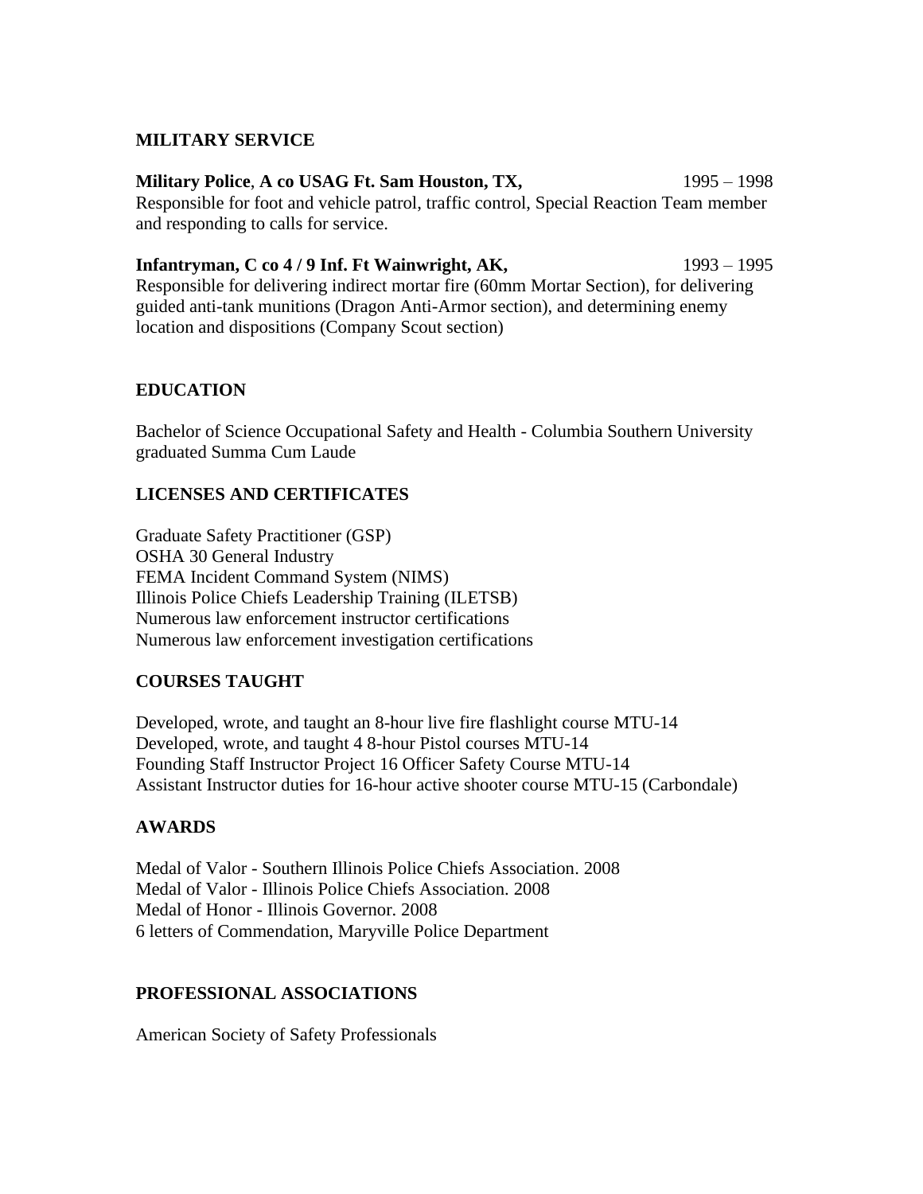## MILITARY SERVICE

**Military Police**, **A co USAG Ft. Sam Houston, TX,** 1995 – 1998
Responsible for foot and vehicle patrol, traffic control, Special Reaction Team member and responding to calls for service.

**Infantryman, C co 4 / 9 Inf. Ft Wainwright, AK,** 1993 – 1995
Responsible for delivering indirect mortar fire (60mm Mortar Section), for delivering guided anti-tank munitions (Dragon Anti-Armor section), and determining enemy location and dispositions (Company Scout section)

## EDUCATION

Bachelor of Science Occupational Safety and Health - Columbia Southern University graduated Summa Cum Laude

## LICENSES AND CERTIFICATES

Graduate Safety Practitioner (GSP)
OSHA 30 General Industry
FEMA Incident Command System (NIMS)
Illinois Police Chiefs Leadership Training (ILETSB)
Numerous law enforcement instructor certifications
Numerous law enforcement investigation certifications

## COURSES TAUGHT

Developed, wrote, and taught an 8-hour live fire flashlight course MTU-14
Developed, wrote, and taught 4 8-hour Pistol courses MTU-14
Founding Staff Instructor Project 16 Officer Safety Course MTU-14
Assistant Instructor duties for 16-hour active shooter course MTU-15 (Carbondale)

## AWARDS

Medal of Valor - Southern Illinois Police Chiefs Association. 2008
Medal of Valor - Illinois Police Chiefs Association. 2008
Medal of Honor - Illinois Governor. 2008
6 letters of Commendation, Maryville Police Department

## PROFESSIONAL ASSOCIATIONS

American Society of Safety Professionals